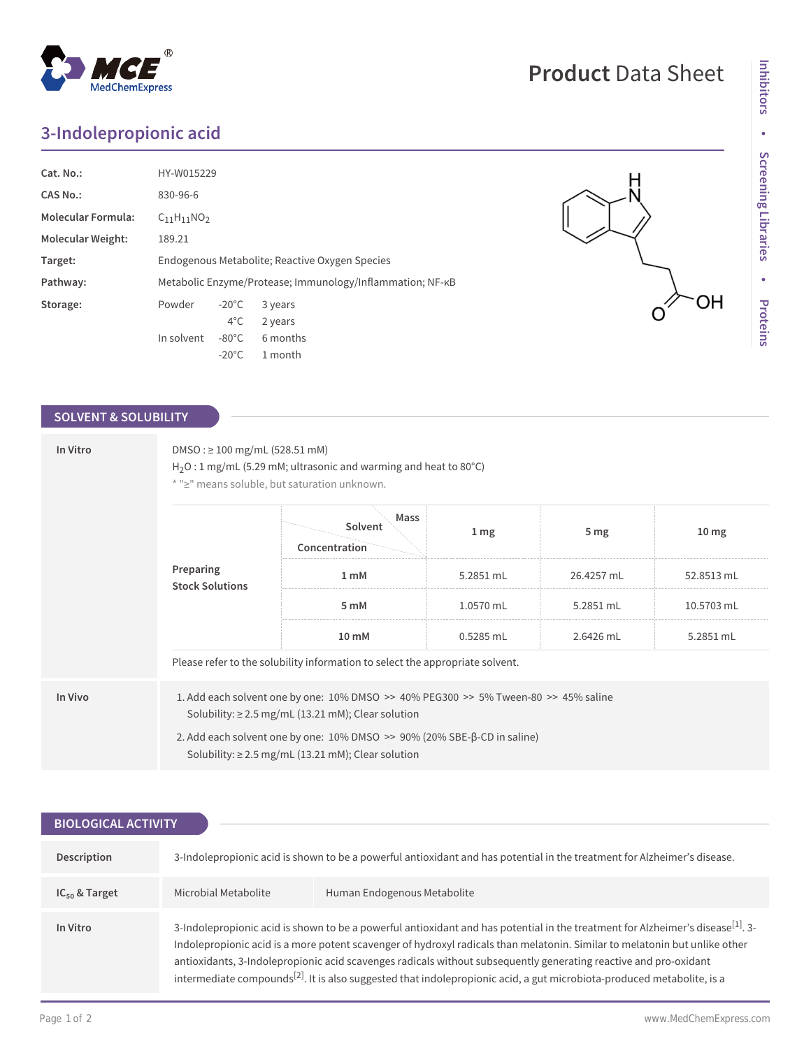Product Data Sheet

# 3-Indolepropionic acid

| | |
|---|---|
| **Cat. No.:** | HY-W015229 |
| **CAS No.:** | 830-96-6 |
| **Molecular Formula:** | $C_{11}H_{11}NO_2$ |
| **Molecular Weight:** | 189.21 |
| **Target:** | Endogenous Metabolite; Reactive Oxygen Species |
| **Pathway:** | Metabolic Enzyme/Protease; Immunology/Inflammation; NF-κB |
| **Storage:** | Powder -20°C 3 years; 4°C 2 years; In solvent -80°C 6 months; -20°C 1 month |

## SOLVENT & SOLUBILITY

**In Vitro**

DMSO : ≥ 100 mg/mL (528.51 mM)

$H_2O$ : 1 mg/mL (5.29 mM; ultrasonic and warming and heat to 80°C)

* "≥" means soluble, but saturation unknown.

| Preparing Stock Solutions | Solvent Concentration / Mass | 1 mg | 5 mg | 10 mg |
|---|---|---|---|---|
| | 1 mM | 5.2851 mL | 26.4257 mL | 52.8513 mL |
| | 5 mM | 1.0570 mL | 5.2851 mL | 10.5703 mL |
| | 10 mM | 0.5285 mL | 2.6426 mL | 5.2851 mL |

Please refer to the solubility information to select the appropriate solvent.

**In Vivo**

1. Add each solvent one by one: 10% DMSO >> 40% PEG300 >> 5% Tween-80 >> 45% saline
   Solubility: ≥ 2.5 mg/mL (13.21 mM); Clear solution
2. Add each solvent one by one: 10% DMSO >> 90% (20% SBE-β-CD in saline)
   Solubility: ≥ 2.5 mg/mL (13.21 mM); Clear solution

## BIOLOGICAL ACTIVITY

**Description**

3-Indolepropionic acid is shown to be a powerful antioxidant and has potential in the treatment for Alzheimer's disease.

**$IC_{50}$ & Target**

| Microbial Metabolite | Human Endogenous Metabolite |
|---|---|

**In Vitro**

3-Indolepropionic acid is shown to be a powerful antioxidant and has potential in the treatment for Alzheimer's disease[1]. 3-Indolepropionic acid is a more potent scavenger of hydroxyl radicals than melatonin. Similar to melatonin but unlike other antioxidants, 3-Indolepropionic acid scavenges radicals without subsequently generating reactive and pro-oxidant intermediate compounds[2]. It is also suggested that indolepropionic acid, a gut microbiota-produced metabolite, is a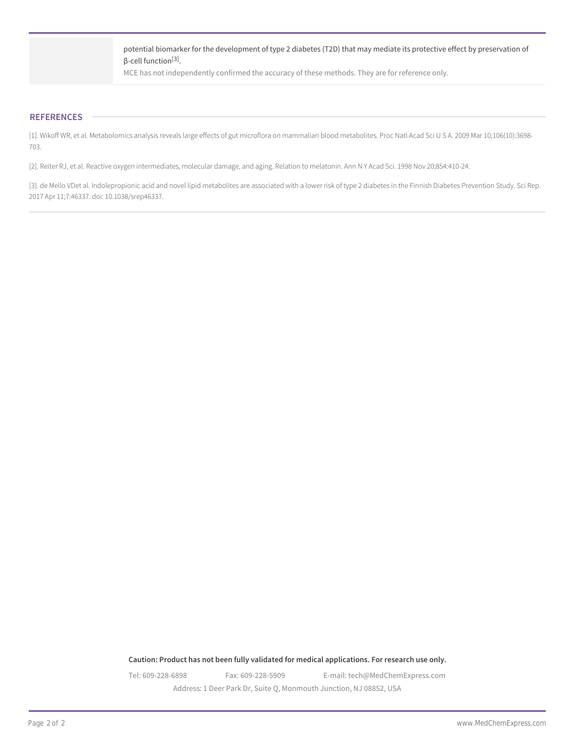potential biomarker for the development of type 2 diabetes (T2D) that may mediate its protective effect by preservation of β-cell function[3].

MCE has not independently confirmed the accuracy of these methods. They are for reference only.

## REFERENCES

[1]. Wikoff WR, et al. Metabolomics analysis reveals large effects of gut microflora on mammalian blood metabolites. Proc Natl Acad Sci U S A. 2009 Mar 10;106(10):3698-703.

[2]. Reiter RJ, et al. Reactive oxygen intermediates, molecular damage, and aging. Relation to melatonin. Ann N Y Acad Sci. 1998 Nov 20;854:410-24.

[3]. de Mello VDet al. Indolepropionic acid and novel lipid metabolites are associated with a lower risk of type 2 diabetes in the Finnish Diabetes Prevention Study. Sci Rep. 2017 Apr 11;7:46337. doi: 10.1038/srep46337.

**Caution: Product has not been fully validated for medical applications. For research use only.**

Tel: 609-228-6898 Fax: 609-228-5909 E-mail: tech@MedChemExpress.com

Address: 1 Deer Park Dr, Suite Q, Monmouth Junction, NJ 08852, USA